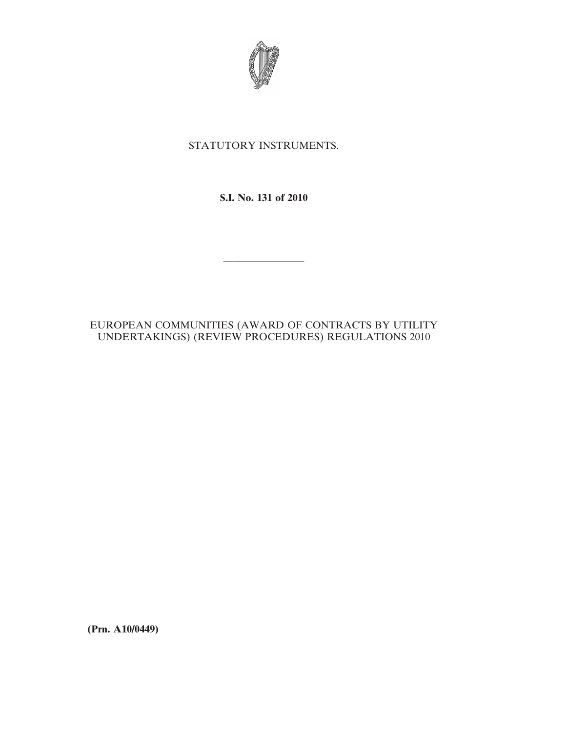STATUTORY INSTRUMENTS.

**S.I. No. 131 of 2010**

---

EUROPEAN COMMUNITIES (AWARD OF CONTRACTS BY UTILITY UNDERTAKINGS) (REVIEW PROCEDURES) REGULATIONS 2010

**(Prn. A10/0449)**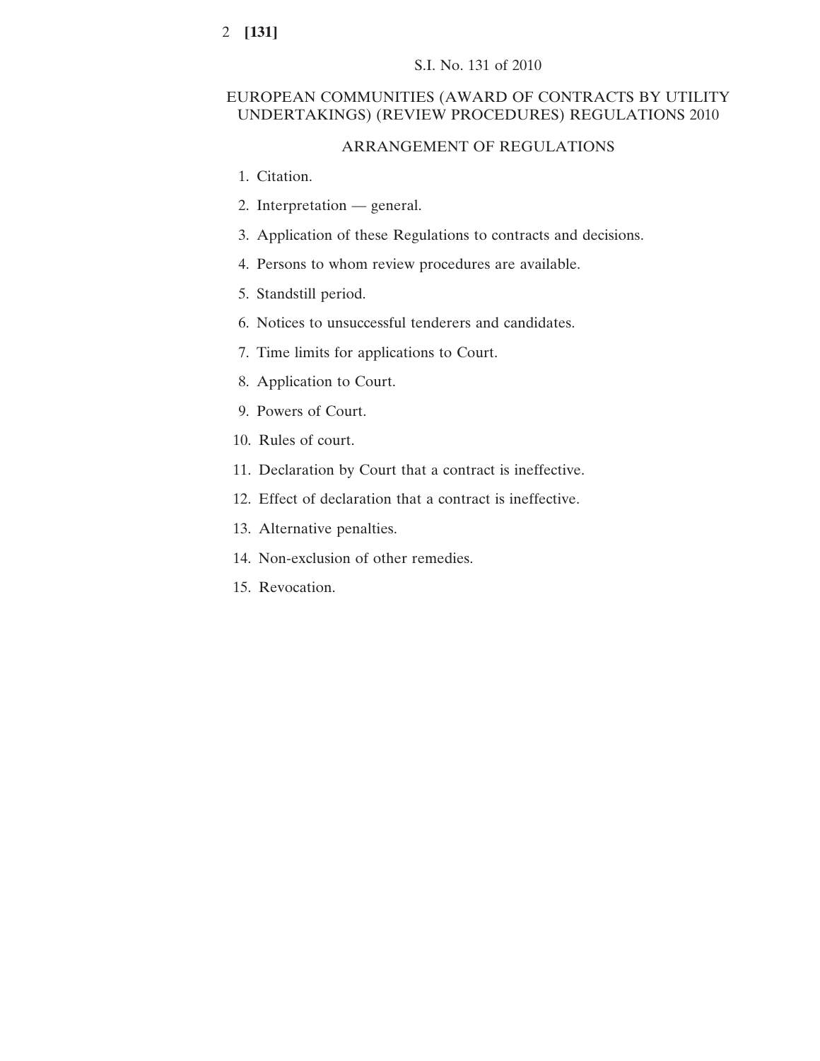S.I. No. 131 of 2010

# EUROPEAN COMMUNITIES (AWARD OF CONTRACTS BY UTILITY UNDERTAKINGS) (REVIEW PROCEDURES) REGULATIONS 2010

## ARRANGEMENT OF REGULATIONS

1. Citation.
2. Interpretation — general.
3. Application of these Regulations to contracts and decisions.
4. Persons to whom review procedures are available.
5. Standstill period.
6. Notices to unsuccessful tenderers and candidates.
7. Time limits for applications to Court.
8. Application to Court.
9. Powers of Court.
10. Rules of court.
11. Declaration by Court that a contract is ineffective.
12. Effect of declaration that a contract is ineffective.
13. Alternative penalties.
14. Non-exclusion of other remedies.
15. Revocation.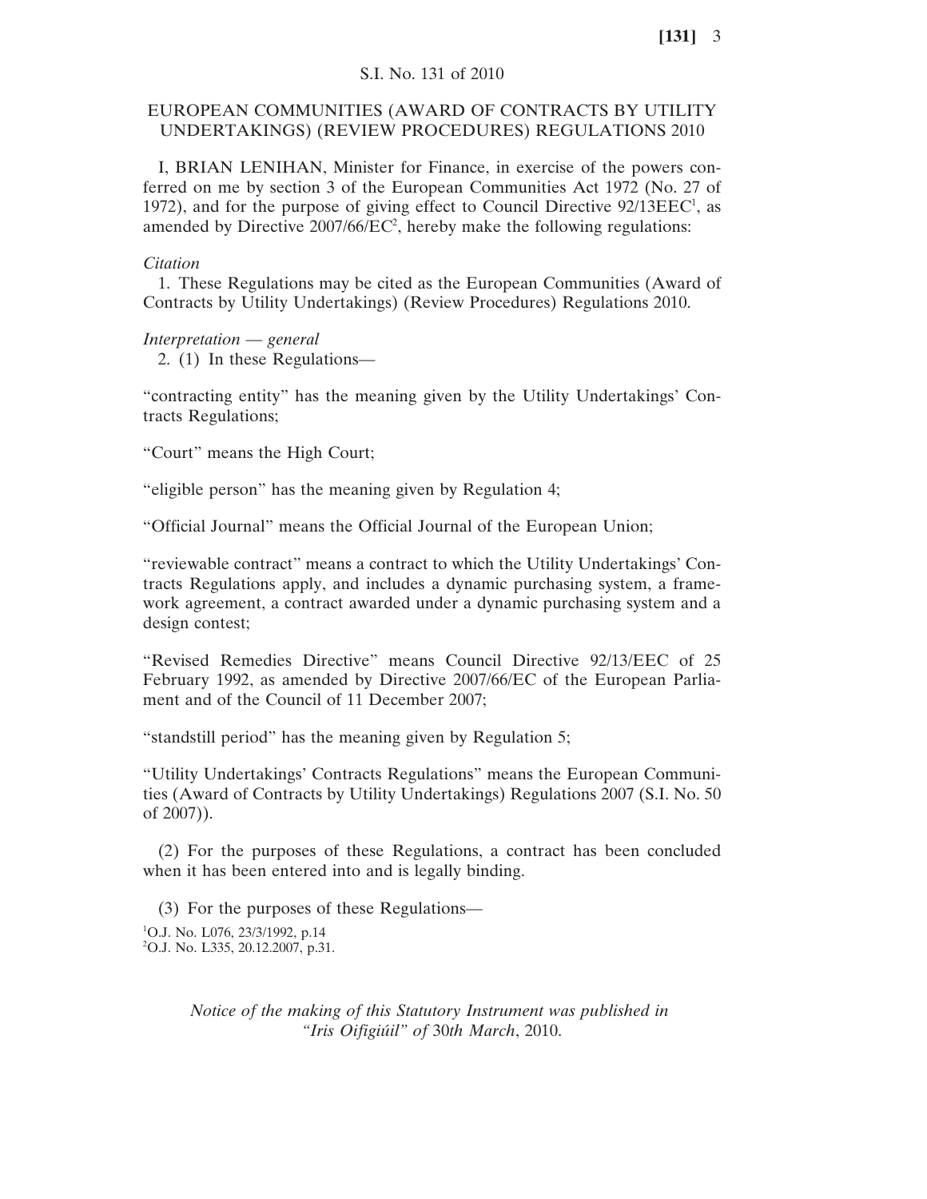S.I. No. 131 of 2010

# EUROPEAN COMMUNITIES (AWARD OF CONTRACTS BY UTILITY UNDERTAKINGS) (REVIEW PROCEDURES) REGULATIONS 2010

I, BRIAN LENIHAN, Minister for Finance, in exercise of the powers conferred on me by section 3 of the European Communities Act 1972 (No. 27 of 1972), and for the purpose of giving effect to Council Directive 92/13EEC[1], as amended by Directive 2007/66/EC[2], hereby make the following regulations:

*Citation*

1. These Regulations may be cited as the European Communities (Award of Contracts by Utility Undertakings) (Review Procedures) Regulations 2010.

*Interpretation — general*

2. (1) In these Regulations—

"contracting entity" has the meaning given by the Utility Undertakings' Contracts Regulations;

"Court" means the High Court;

"eligible person" has the meaning given by Regulation 4;

"Official Journal" means the Official Journal of the European Union;

"reviewable contract" means a contract to which the Utility Undertakings' Contracts Regulations apply, and includes a dynamic purchasing system, a framework agreement, a contract awarded under a dynamic purchasing system and a design contest;

"Revised Remedies Directive" means Council Directive 92/13/EEC of 25 February 1992, as amended by Directive 2007/66/EC of the European Parliament and of the Council of 11 December 2007;

"standstill period" has the meaning given by Regulation 5;

"Utility Undertakings' Contracts Regulations" means the European Communities (Award of Contracts by Utility Undertakings) Regulations 2007 (S.I. No. 50 of 2007)).

(2) For the purposes of these Regulations, a contract has been concluded when it has been entered into and is legally binding.

(3) For the purposes of these Regulations—

[1]O.J. No. L076, 23/3/1992, p.14
[2]O.J. No. L335, 20.12.2007, p.31.

*Notice of the making of this Statutory Instrument was published in "Iris Oifigiúil" of 30th March, 2010.*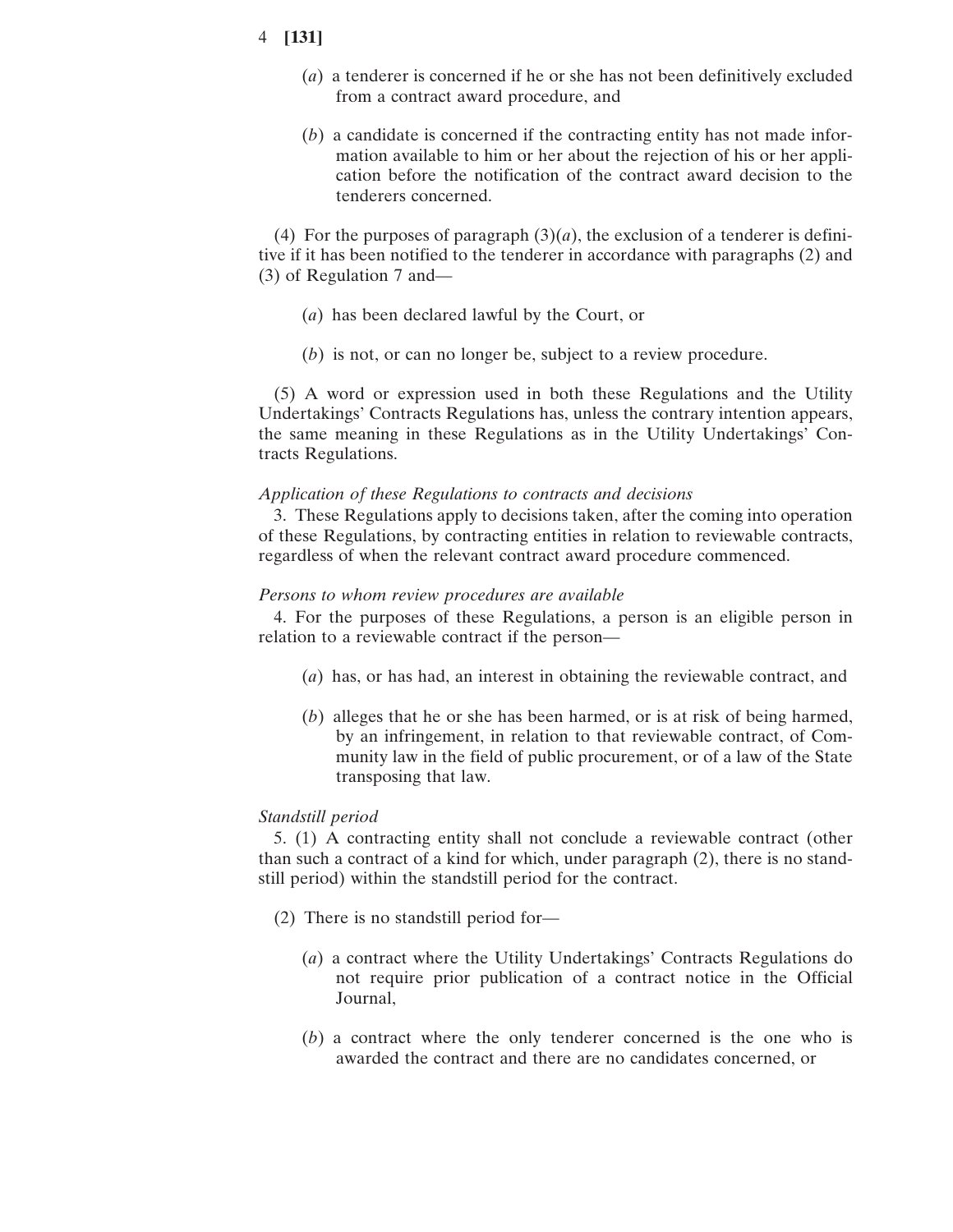(*a*) a tenderer is concerned if he or she has not been definitively excluded from a contract award procedure, and

(*b*) a candidate is concerned if the contracting entity has not made information available to him or her about the rejection of his or her application before the notification of the contract award decision to the tenderers concerned.

(4) For the purposes of paragraph (3)(*a*), the exclusion of a tenderer is definitive if it has been notified to the tenderer in accordance with paragraphs (2) and (3) of Regulation 7 and—

(*a*) has been declared lawful by the Court, or

(*b*) is not, or can no longer be, subject to a review procedure.

(5) A word or expression used in both these Regulations and the Utility Undertakings' Contracts Regulations has, unless the contrary intention appears, the same meaning in these Regulations as in the Utility Undertakings' Contracts Regulations.

*Application of these Regulations to contracts and decisions*

3. These Regulations apply to decisions taken, after the coming into operation of these Regulations, by contracting entities in relation to reviewable contracts, regardless of when the relevant contract award procedure commenced.

*Persons to whom review procedures are available*

4. For the purposes of these Regulations, a person is an eligible person in relation to a reviewable contract if the person—

(*a*) has, or has had, an interest in obtaining the reviewable contract, and

(*b*) alleges that he or she has been harmed, or is at risk of being harmed, by an infringement, in relation to that reviewable contract, of Community law in the field of public procurement, or of a law of the State transposing that law.

*Standstill period*

5. (1) A contracting entity shall not conclude a reviewable contract (other than such a contract of a kind for which, under paragraph (2), there is no standstill period) within the standstill period for the contract.

(2) There is no standstill period for—

(*a*) a contract where the Utility Undertakings' Contracts Regulations do not require prior publication of a contract notice in the Official Journal,

(*b*) a contract where the only tenderer concerned is the one who is awarded the contract and there are no candidates concerned, or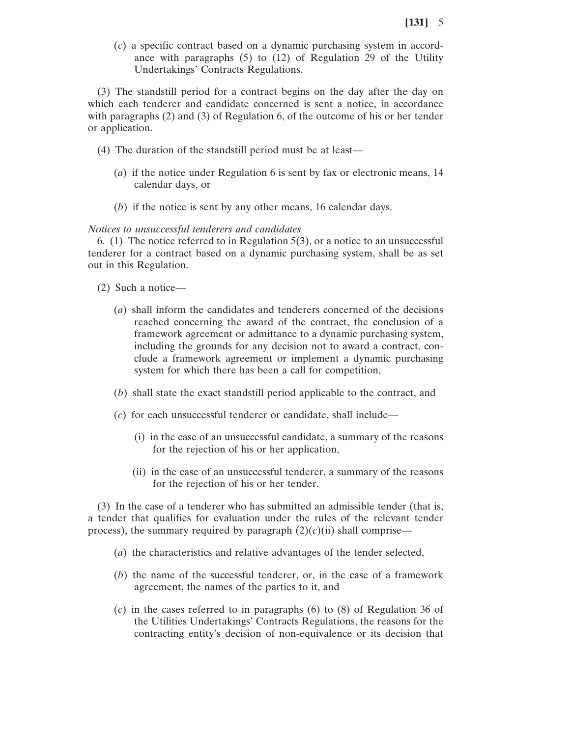(*c*) a specific contract based on a dynamic purchasing system in accordance with paragraphs (5) to (12) of Regulation 29 of the Utility Undertakings' Contracts Regulations.

(3) The standstill period for a contract begins on the day after the day on which each tenderer and candidate concerned is sent a notice, in accordance with paragraphs (2) and (3) of Regulation 6, of the outcome of his or her tender or application.

(4) The duration of the standstill period must be at least—

(*a*) if the notice under Regulation 6 is sent by fax or electronic means, 14 calendar days, or

(*b*) if the notice is sent by any other means, 16 calendar days.

*Notices to unsuccessful tenderers and candidates*

6. (1) The notice referred to in Regulation 5(3), or a notice to an unsuccessful tenderer for a contract based on a dynamic purchasing system, shall be as set out in this Regulation.

(2) Such a notice—

(*a*) shall inform the candidates and tenderers concerned of the decisions reached concerning the award of the contract, the conclusion of a framework agreement or admittance to a dynamic purchasing system, including the grounds for any decision not to award a contract, conclude a framework agreement or implement a dynamic purchasing system for which there has been a call for competition,

(*b*) shall state the exact standstill period applicable to the contract, and

(*c*) for each unsuccessful tenderer or candidate, shall include—

(i) in the case of an unsuccessful candidate, a summary of the reasons for the rejection of his or her application,

(ii) in the case of an unsuccessful tenderer, a summary of the reasons for the rejection of his or her tender.

(3) In the case of a tenderer who has submitted an admissible tender (that is, a tender that qualifies for evaluation under the rules of the relevant tender process), the summary required by paragraph (2)(*c*)(ii) shall comprise—

(*a*) the characteristics and relative advantages of the tender selected,

(*b*) the name of the successful tenderer, or, in the case of a framework agreement, the names of the parties to it, and

(*c*) in the cases referred to in paragraphs (6) to (8) of Regulation 36 of the Utilities Undertakings' Contracts Regulations, the reasons for the contracting entity's decision of non-equivalence or its decision that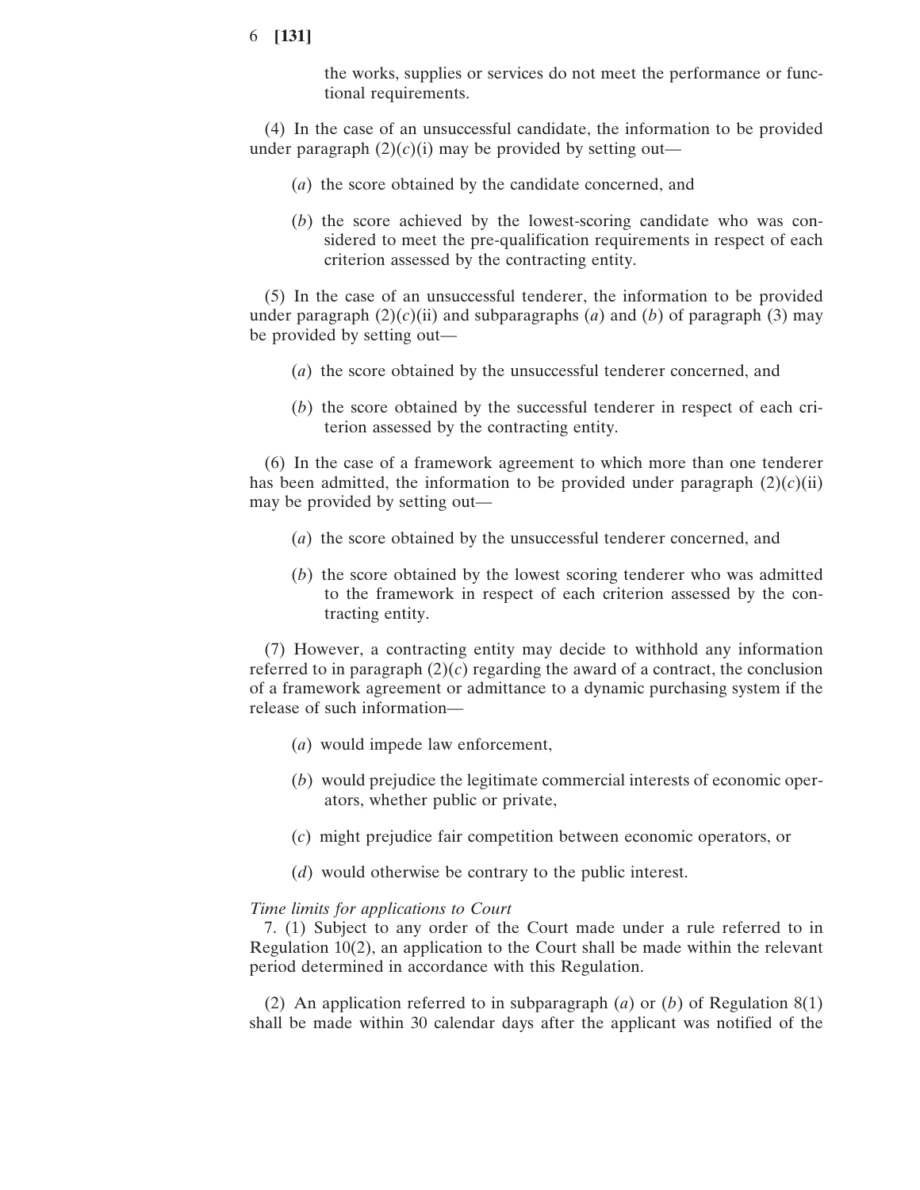the works, supplies or services do not meet the performance or functional requirements.

(4) In the case of an unsuccessful candidate, the information to be provided under paragraph (2)(*c*)(i) may be provided by setting out—

(*a*) the score obtained by the candidate concerned, and

(*b*) the score achieved by the lowest-scoring candidate who was considered to meet the pre-qualification requirements in respect of each criterion assessed by the contracting entity.

(5) In the case of an unsuccessful tenderer, the information to be provided under paragraph (2)(*c*)(ii) and subparagraphs (*a*) and (*b*) of paragraph (3) may be provided by setting out—

(*a*) the score obtained by the unsuccessful tenderer concerned, and

(*b*) the score obtained by the successful tenderer in respect of each criterion assessed by the contracting entity.

(6) In the case of a framework agreement to which more than one tenderer has been admitted, the information to be provided under paragraph (2)(*c*)(ii) may be provided by setting out—

(*a*) the score obtained by the unsuccessful tenderer concerned, and

(*b*) the score obtained by the lowest scoring tenderer who was admitted to the framework in respect of each criterion assessed by the contracting entity.

(7) However, a contracting entity may decide to withhold any information referred to in paragraph (2)(*c*) regarding the award of a contract, the conclusion of a framework agreement or admittance to a dynamic purchasing system if the release of such information—

(*a*) would impede law enforcement,

(*b*) would prejudice the legitimate commercial interests of economic operators, whether public or private,

(*c*) might prejudice fair competition between economic operators, or

(*d*) would otherwise be contrary to the public interest.

*Time limits for applications to Court*

7. (1) Subject to any order of the Court made under a rule referred to in Regulation 10(2), an application to the Court shall be made within the relevant period determined in accordance with this Regulation.

(2) An application referred to in subparagraph (*a*) or (*b*) of Regulation 8(1) shall be made within 30 calendar days after the applicant was notified of the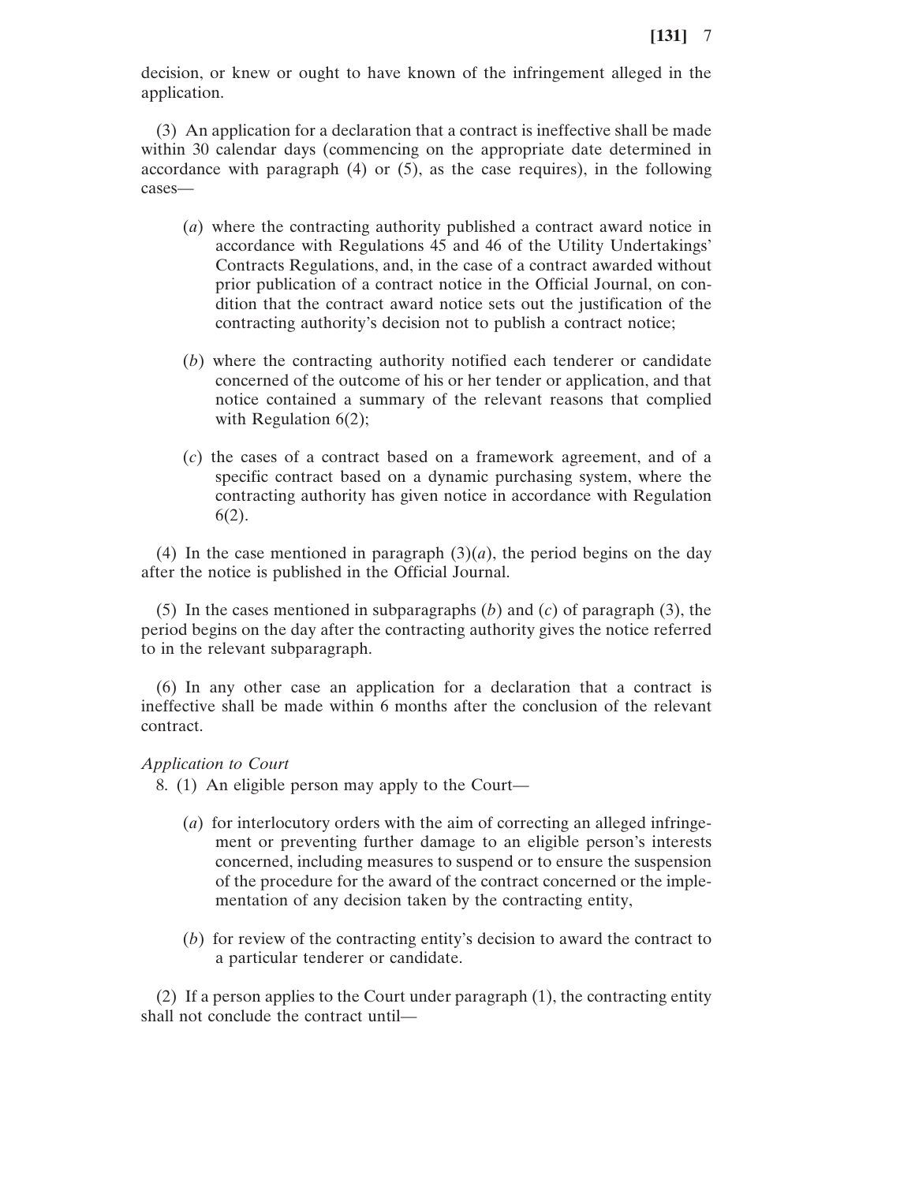decision, or knew or ought to have known of the infringement alleged in the application.

(3) An application for a declaration that a contract is ineffective shall be made within 30 calendar days (commencing on the appropriate date determined in accordance with paragraph (4) or (5), as the case requires), in the following cases—

(*a*) where the contracting authority published a contract award notice in accordance with Regulations 45 and 46 of the Utility Undertakings' Contracts Regulations, and, in the case of a contract awarded without prior publication of a contract notice in the Official Journal, on condition that the contract award notice sets out the justification of the contracting authority's decision not to publish a contract notice;

(*b*) where the contracting authority notified each tenderer or candidate concerned of the outcome of his or her tender or application, and that notice contained a summary of the relevant reasons that complied with Regulation 6(2);

(*c*) the cases of a contract based on a framework agreement, and of a specific contract based on a dynamic purchasing system, where the contracting authority has given notice in accordance with Regulation 6(2).

(4) In the case mentioned in paragraph (3)(*a*), the period begins on the day after the notice is published in the Official Journal.

(5) In the cases mentioned in subparagraphs (*b*) and (*c*) of paragraph (3), the period begins on the day after the contracting authority gives the notice referred to in the relevant subparagraph.

(6) In any other case an application for a declaration that a contract is ineffective shall be made within 6 months after the conclusion of the relevant contract.

*Application to Court*

8. (1) An eligible person may apply to the Court—

(*a*) for interlocutory orders with the aim of correcting an alleged infringement or preventing further damage to an eligible person's interests concerned, including measures to suspend or to ensure the suspension of the procedure for the award of the contract concerned or the implementation of any decision taken by the contracting entity,

(*b*) for review of the contracting entity's decision to award the contract to a particular tenderer or candidate.

(2) If a person applies to the Court under paragraph (1), the contracting entity shall not conclude the contract until—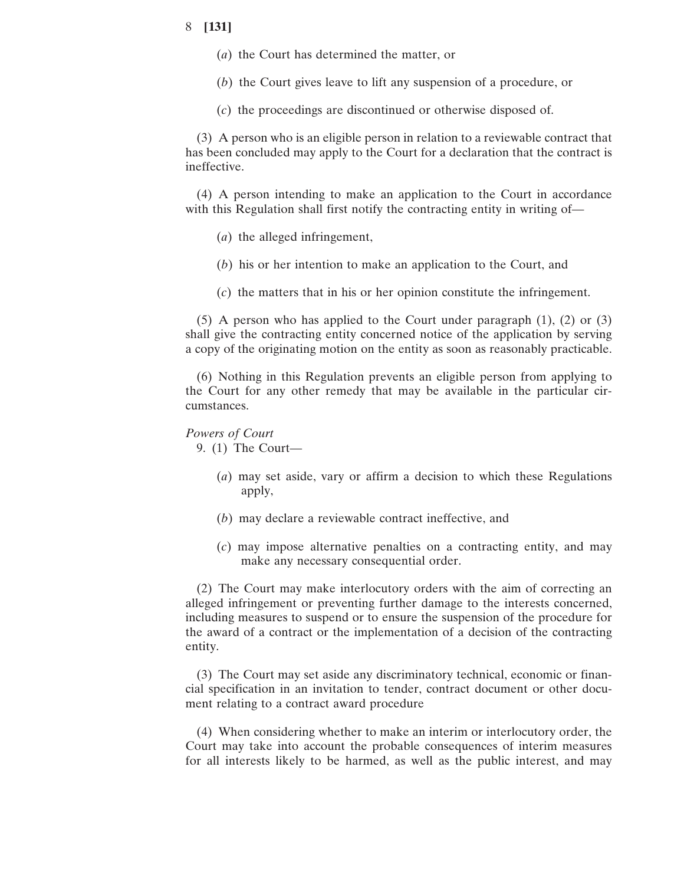(*a*) the Court has determined the matter, or

(*b*) the Court gives leave to lift any suspension of a procedure, or

(*c*) the proceedings are discontinued or otherwise disposed of.

(3) A person who is an eligible person in relation to a reviewable contract that has been concluded may apply to the Court for a declaration that the contract is ineffective.

(4) A person intending to make an application to the Court in accordance with this Regulation shall first notify the contracting entity in writing of—

(*a*) the alleged infringement,

(*b*) his or her intention to make an application to the Court, and

(*c*) the matters that in his or her opinion constitute the infringement.

(5) A person who has applied to the Court under paragraph (1), (2) or (3) shall give the contracting entity concerned notice of the application by serving a copy of the originating motion on the entity as soon as reasonably practicable.

(6) Nothing in this Regulation prevents an eligible person from applying to the Court for any other remedy that may be available in the particular circumstances.

*Powers of Court*

9. (1) The Court—

(*a*) may set aside, vary or affirm a decision to which these Regulations apply,

(*b*) may declare a reviewable contract ineffective, and

(*c*) may impose alternative penalties on a contracting entity, and may make any necessary consequential order.

(2) The Court may make interlocutory orders with the aim of correcting an alleged infringement or preventing further damage to the interests concerned, including measures to suspend or to ensure the suspension of the procedure for the award of a contract or the implementation of a decision of the contracting entity.

(3) The Court may set aside any discriminatory technical, economic or financial specification in an invitation to tender, contract document or other document relating to a contract award procedure

(4) When considering whether to make an interim or interlocutory order, the Court may take into account the probable consequences of interim measures for all interests likely to be harmed, as well as the public interest, and may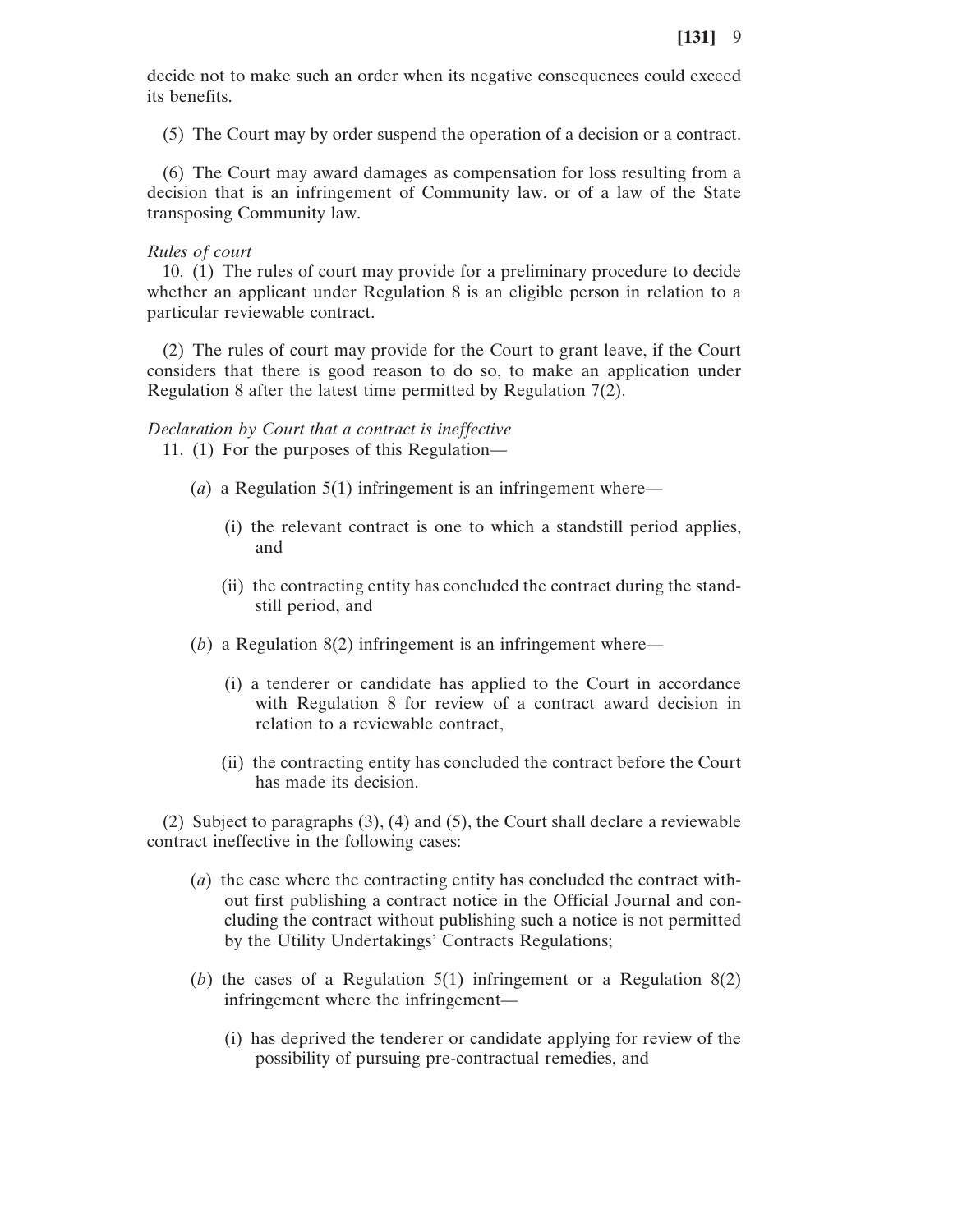decide not to make such an order when its negative consequences could exceed its benefits.

(5) The Court may by order suspend the operation of a decision or a contract.

(6) The Court may award damages as compensation for loss resulting from a decision that is an infringement of Community law, or of a law of the State transposing Community law.

*Rules of court*

10. (1) The rules of court may provide for a preliminary procedure to decide whether an applicant under Regulation 8 is an eligible person in relation to a particular reviewable contract.

(2) The rules of court may provide for the Court to grant leave, if the Court considers that there is good reason to do so, to make an application under Regulation 8 after the latest time permitted by Regulation 7(2).

*Declaration by Court that a contract is ineffective*

11. (1) For the purposes of this Regulation—

(*a*) a Regulation 5(1) infringement is an infringement where—

(i) the relevant contract is one to which a standstill period applies, and

(ii) the contracting entity has concluded the contract during the standstill period, and

(*b*) a Regulation 8(2) infringement is an infringement where—

(i) a tenderer or candidate has applied to the Court in accordance with Regulation 8 for review of a contract award decision in relation to a reviewable contract,

(ii) the contracting entity has concluded the contract before the Court has made its decision.

(2) Subject to paragraphs (3), (4) and (5), the Court shall declare a reviewable contract ineffective in the following cases:

(*a*) the case where the contracting entity has concluded the contract without first publishing a contract notice in the Official Journal and concluding the contract without publishing such a notice is not permitted by the Utility Undertakings' Contracts Regulations;

(*b*) the cases of a Regulation 5(1) infringement or a Regulation 8(2) infringement where the infringement—

(i) has deprived the tenderer or candidate applying for review of the possibility of pursuing pre-contractual remedies, and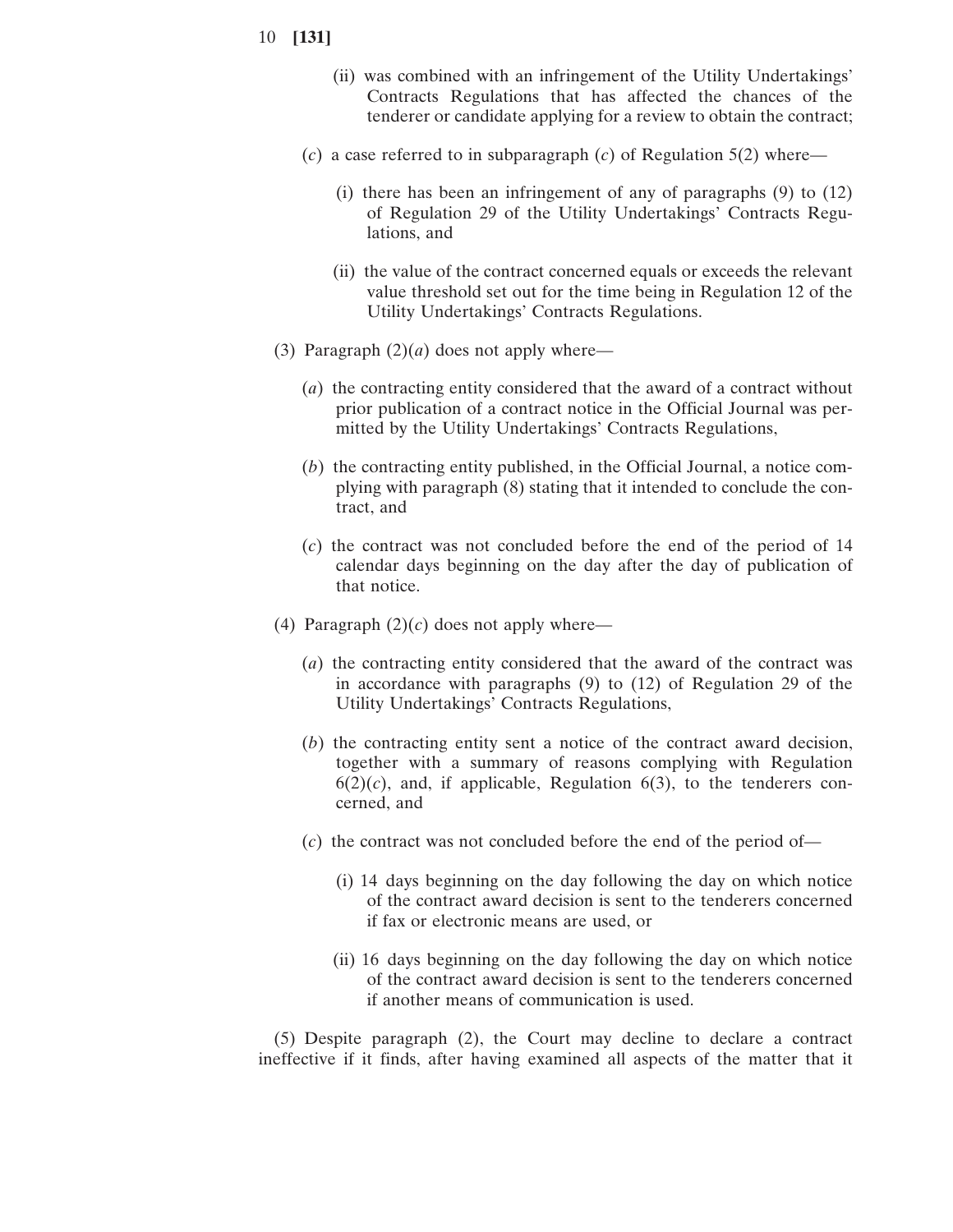(ii) was combined with an infringement of the Utility Undertakings' Contracts Regulations that has affected the chances of the tenderer or candidate applying for a review to obtain the contract;

(*c*) a case referred to in subparagraph (*c*) of Regulation 5(2) where—

(i) there has been an infringement of any of paragraphs (9) to (12) of Regulation 29 of the Utility Undertakings' Contracts Regulations, and

(ii) the value of the contract concerned equals or exceeds the relevant value threshold set out for the time being in Regulation 12 of the Utility Undertakings' Contracts Regulations.

(3) Paragraph (2)(*a*) does not apply where—

(*a*) the contracting entity considered that the award of a contract without prior publication of a contract notice in the Official Journal was permitted by the Utility Undertakings' Contracts Regulations,

(*b*) the contracting entity published, in the Official Journal, a notice complying with paragraph (8) stating that it intended to conclude the contract, and

(*c*) the contract was not concluded before the end of the period of 14 calendar days beginning on the day after the day of publication of that notice.

(4) Paragraph (2)(*c*) does not apply where—

(*a*) the contracting entity considered that the award of the contract was in accordance with paragraphs (9) to (12) of Regulation 29 of the Utility Undertakings' Contracts Regulations,

(*b*) the contracting entity sent a notice of the contract award decision, together with a summary of reasons complying with Regulation 6(2)(*c*), and, if applicable, Regulation 6(3), to the tenderers concerned, and

(*c*) the contract was not concluded before the end of the period of—

(i) 14 days beginning on the day following the day on which notice of the contract award decision is sent to the tenderers concerned if fax or electronic means are used, or

(ii) 16 days beginning on the day following the day on which notice of the contract award decision is sent to the tenderers concerned if another means of communication is used.

(5) Despite paragraph (2), the Court may decline to declare a contract ineffective if it finds, after having examined all aspects of the matter that it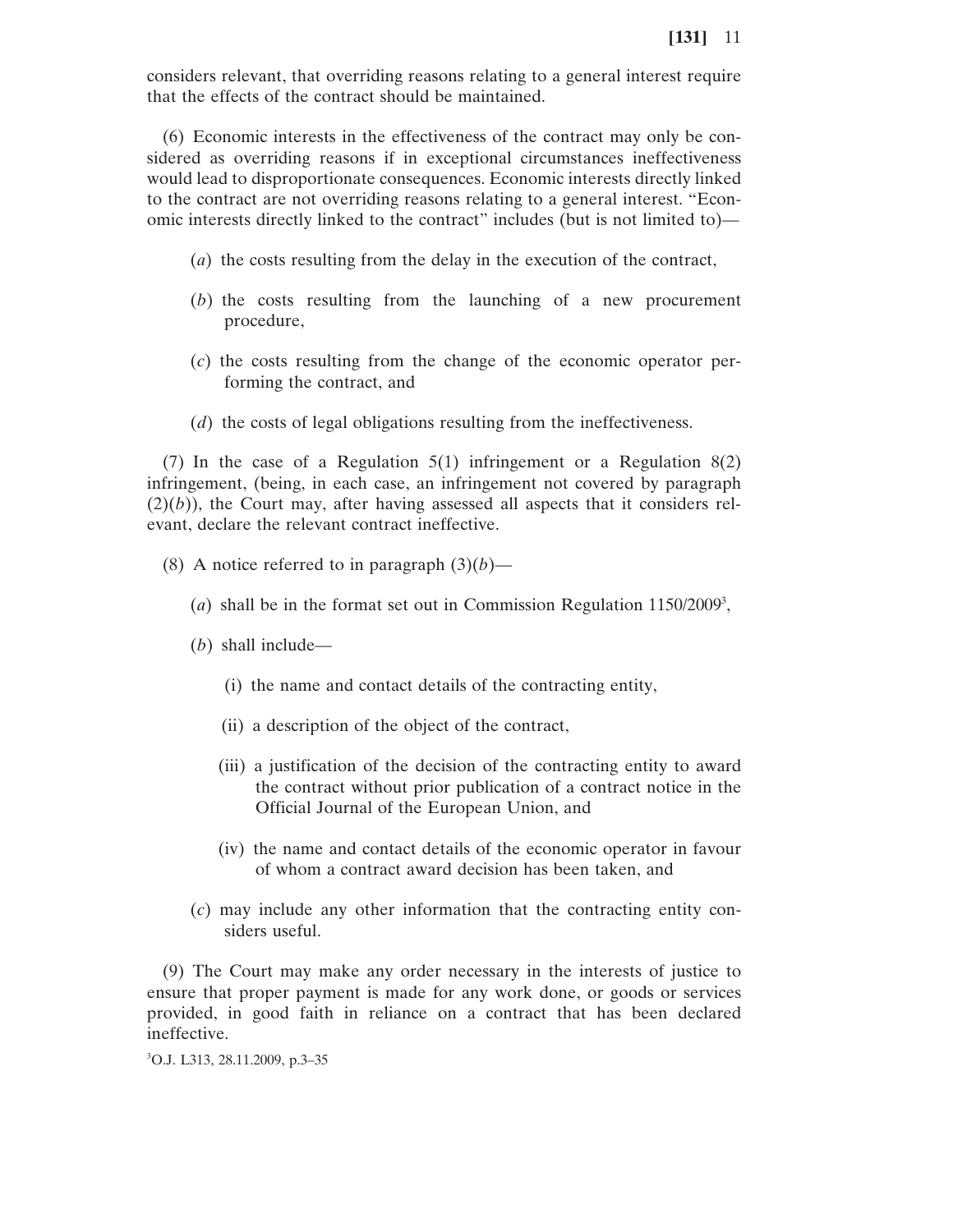considers relevant, that overriding reasons relating to a general interest require that the effects of the contract should be maintained.

(6) Economic interests in the effectiveness of the contract may only be considered as overriding reasons if in exceptional circumstances ineffectiveness would lead to disproportionate consequences. Economic interests directly linked to the contract are not overriding reasons relating to a general interest. "Economic interests directly linked to the contract" includes (but is not limited to)—

(*a*) the costs resulting from the delay in the execution of the contract,

(*b*) the costs resulting from the launching of a new procurement procedure,

(*c*) the costs resulting from the change of the economic operator performing the contract, and

(*d*) the costs of legal obligations resulting from the ineffectiveness.

(7) In the case of a Regulation 5(1) infringement or a Regulation 8(2) infringement, (being, in each case, an infringement not covered by paragraph (2)(*b*)), the Court may, after having assessed all aspects that it considers relevant, declare the relevant contract ineffective.

(8) A notice referred to in paragraph (3)(*b*)—

(*a*) shall be in the format set out in Commission Regulation 1150/2009[3],

(*b*) shall include—

(i) the name and contact details of the contracting entity,

(ii) a description of the object of the contract,

(iii) a justification of the decision of the contracting entity to award the contract without prior publication of a contract notice in the Official Journal of the European Union, and

(iv) the name and contact details of the economic operator in favour of whom a contract award decision has been taken, and

(*c*) may include any other information that the contracting entity considers useful.

(9) The Court may make any order necessary in the interests of justice to ensure that proper payment is made for any work done, or goods or services provided, in good faith in reliance on a contract that has been declared ineffective.

[3]O.J. L313, 28.11.2009, p.3–35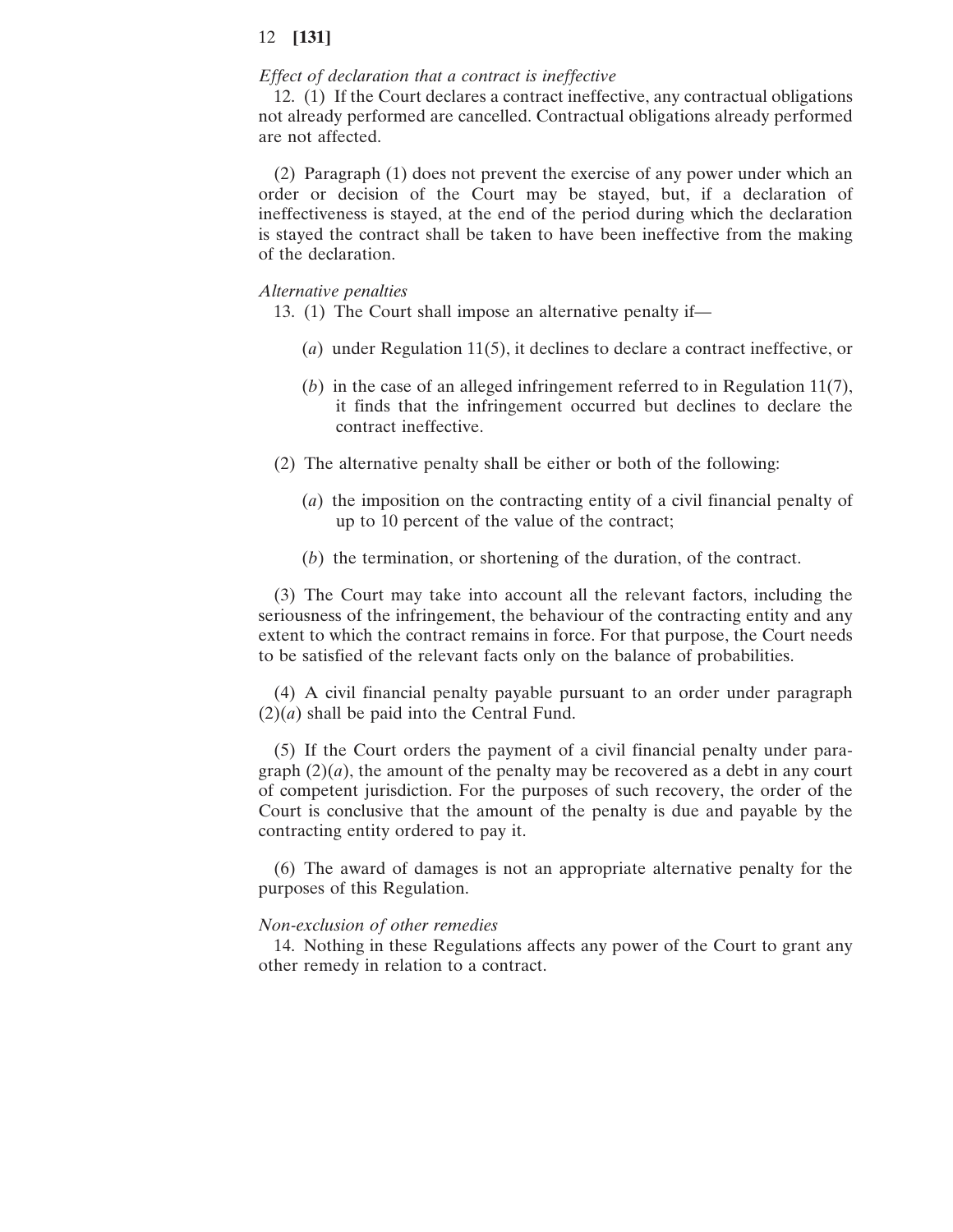*Effect of declaration that a contract is ineffective*

12. (1) If the Court declares a contract ineffective, any contractual obligations not already performed are cancelled. Contractual obligations already performed are not affected.

(2) Paragraph (1) does not prevent the exercise of any power under which an order or decision of the Court may be stayed, but, if a declaration of ineffectiveness is stayed, at the end of the period during which the declaration is stayed the contract shall be taken to have been ineffective from the making of the declaration.

*Alternative penalties*

13. (1) The Court shall impose an alternative penalty if—

(*a*) under Regulation 11(5), it declines to declare a contract ineffective, or

(*b*) in the case of an alleged infringement referred to in Regulation 11(7), it finds that the infringement occurred but declines to declare the contract ineffective.

(2) The alternative penalty shall be either or both of the following:

(*a*) the imposition on the contracting entity of a civil financial penalty of up to 10 percent of the value of the contract;

(*b*) the termination, or shortening of the duration, of the contract.

(3) The Court may take into account all the relevant factors, including the seriousness of the infringement, the behaviour of the contracting entity and any extent to which the contract remains in force. For that purpose, the Court needs to be satisfied of the relevant facts only on the balance of probabilities.

(4) A civil financial penalty payable pursuant to an order under paragraph (2)(*a*) shall be paid into the Central Fund.

(5) If the Court orders the payment of a civil financial penalty under paragraph (2)(*a*), the amount of the penalty may be recovered as a debt in any court of competent jurisdiction. For the purposes of such recovery, the order of the Court is conclusive that the amount of the penalty is due and payable by the contracting entity ordered to pay it.

(6) The award of damages is not an appropriate alternative penalty for the purposes of this Regulation.

*Non-exclusion of other remedies*

14. Nothing in these Regulations affects any power of the Court to grant any other remedy in relation to a contract.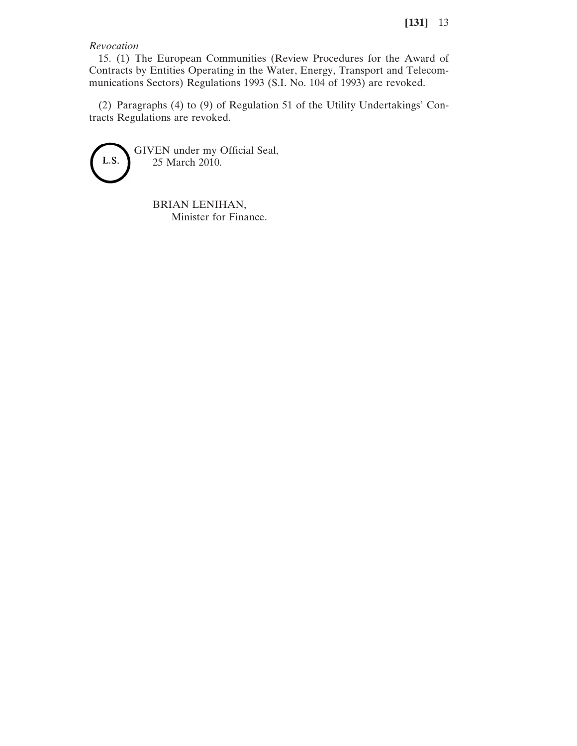*Revocation*

15. (1) The European Communities (Review Procedures for the Award of Contracts by Entities Operating in the Water, Energy, Transport and Telecommunications Sectors) Regulations 1993 (S.I. No. 104 of 1993) are revoked.

(2) Paragraphs (4) to (9) of Regulation 51 of the Utility Undertakings' Contracts Regulations are revoked.

L.S.

GIVEN under my Official Seal,
25 March 2010.

BRIAN LENIHAN,
Minister for Finance.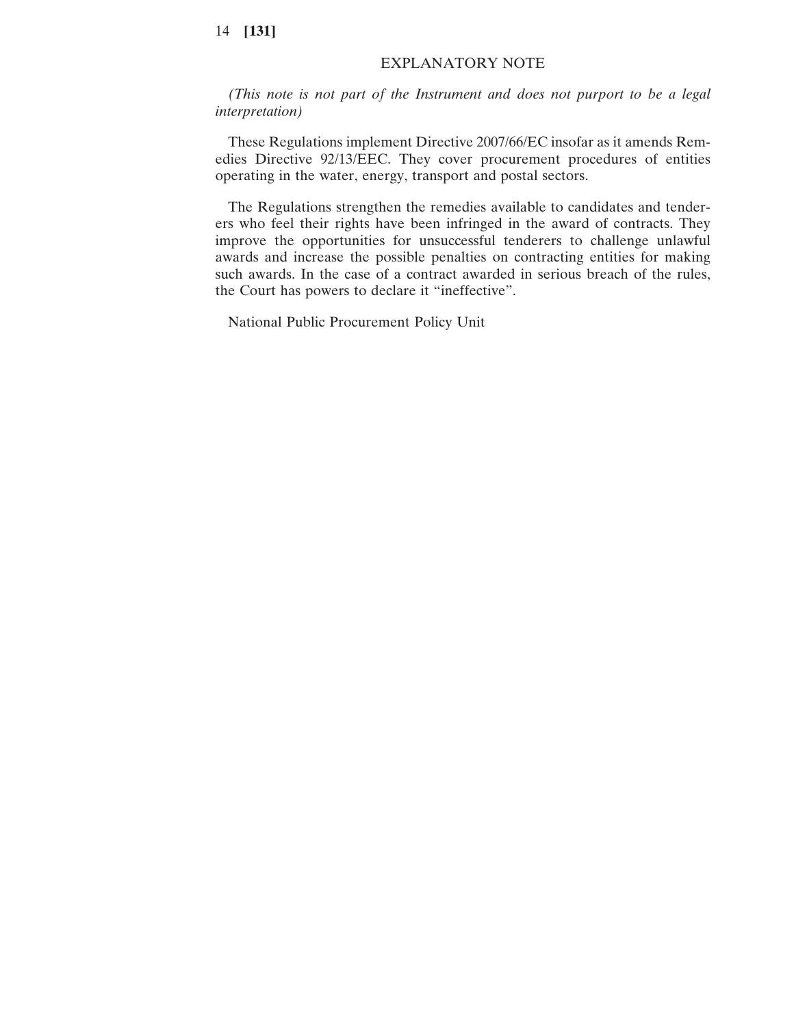## EXPLANATORY NOTE

*(This note is not part of the Instrument and does not purport to be a legal interpretation)*

These Regulations implement Directive 2007/66/EC insofar as it amends Remedies Directive 92/13/EEC. They cover procurement procedures of entities operating in the water, energy, transport and postal sectors.

The Regulations strengthen the remedies available to candidates and tenderers who feel their rights have been infringed in the award of contracts. They improve the opportunities for unsuccessful tenderers to challenge unlawful awards and increase the possible penalties on contracting entities for making such awards. In the case of a contract awarded in serious breach of the rules, the Court has powers to declare it "ineffective".

National Public Procurement Policy Unit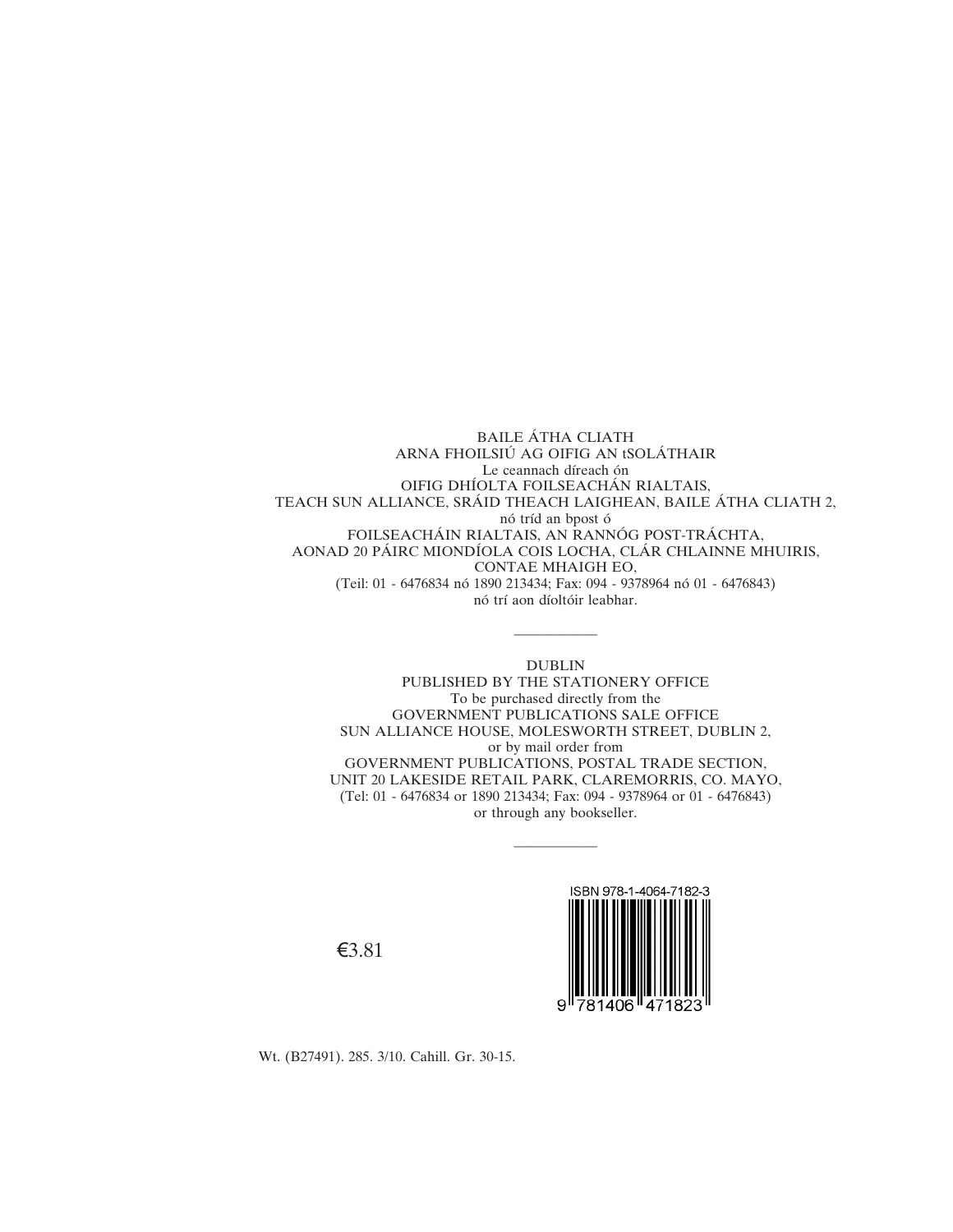BAILE ÁTHA CLIATH
ARNA FHOILSIÚ AG OIFIG AN tSOLÁTHAIR
Le ceannach díreach ón
OIFIG DHÍOLTA FOILSEACHÁN RIALTAIS,
TEACH SUN ALLIANCE, SRÁID THEACH LAIGHEAN, BAILE ÁTHA CLIATH 2,
nó tríd an bpost ó
FOILSEACHÁIN RIALTAIS, AN RANNÓG POST-TRÁCHTA,
AONAD 20 PÁIRC MIONDÍOLA COIS LOCHA, CLÁR CHLAINNE MHUIRIS,
CONTAE MHAIGH EO,
(Teil: 01 - 6476834 nó 1890 213434; Fax: 094 - 9378964 nó 01 - 6476843)
nó trí aon díoltóir leabhar.

---

DUBLIN
PUBLISHED BY THE STATIONERY OFFICE
To be purchased directly from the
GOVERNMENT PUBLICATIONS SALE OFFICE
SUN ALLIANCE HOUSE, MOLESWORTH STREET, DUBLIN 2,
or by mail order from
GOVERNMENT PUBLICATIONS, POSTAL TRADE SECTION,
UNIT 20 LAKESIDE RETAIL PARK, CLAREMORRIS, CO. MAYO,
(Tel: 01 - 6476834 or 1890 213434; Fax: 094 - 9378964 or 01 - 6476843)
or through any bookseller.

---

€3.81

ISBN 978-1-4064-7182-3

9 781406 471823

Wt. (B27491). 285. 3/10. Cahill. Gr. 30-15.